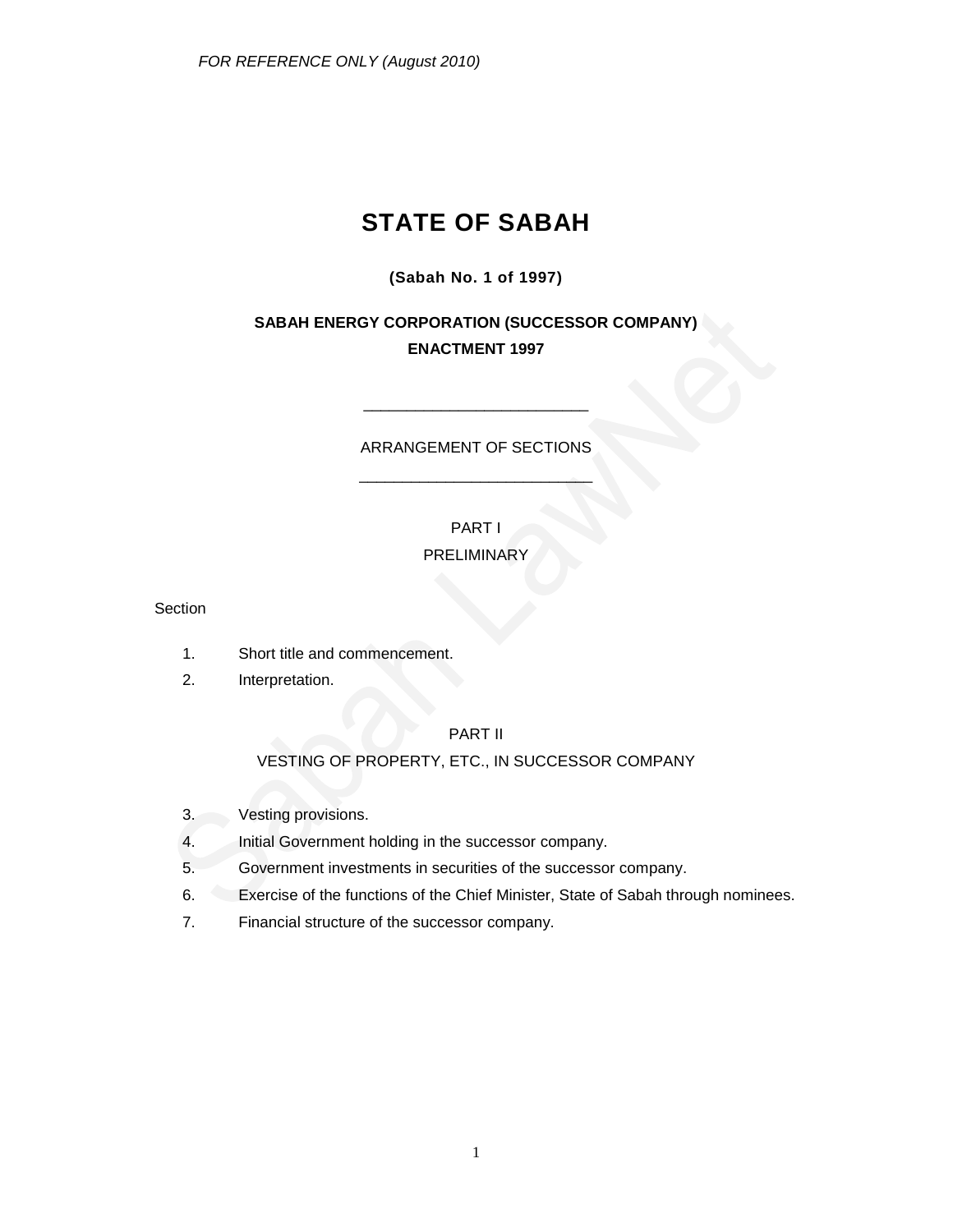# STATE OF SABAH

**(Sabah No. 1 of 1997)**

## SABAH ENERGY CORPORATION (SUCCESSOR COMPANY) ENACTMENT 1997

---

ARRANGEMENT OF SECTIONS

---

PART I

PRELIMINARY

Section

1. Short title and commencement.
2. Interpretation.

PART II

VESTING OF PROPERTY, ETC., IN SUCCESSOR COMPANY

3. Vesting provisions.
4. Initial Government holding in the successor company.
5. Government investments in securities of the successor company.
6. Exercise of the functions of the Chief Minister, State of Sabah through nominees.
7. Financial structure of the successor company.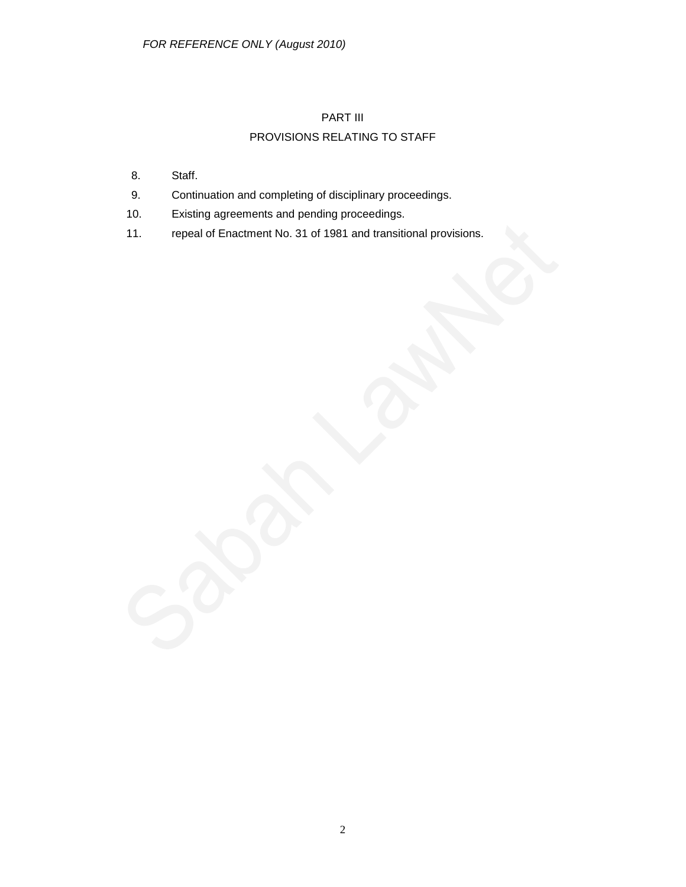## PART III

## PROVISIONS RELATING TO STAFF

8. Staff.
9. Continuation and completing of disciplinary proceedings.
10. Existing agreements and pending proceedings.
11. repeal of Enactment No. 31 of 1981 and transitional provisions.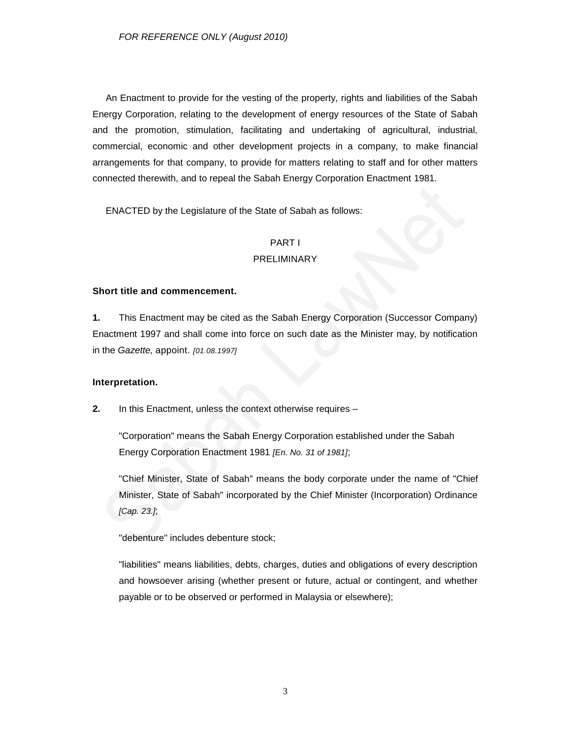An Enactment to provide for the vesting of the property, rights and liabilities of the Sabah Energy Corporation, relating to the development of energy resources of the State of Sabah and the promotion, stimulation, facilitating and undertaking of agricultural, industrial, commercial, economic and other development projects in a company, to make financial arrangements for that company, to provide for matters relating to staff and for other matters connected therewith, and to repeal the Sabah Energy Corporation Enactment 1981.

ENACTED by the Legislature of the State of Sabah as follows:

## PART I
## PRELIMINARY

**Short title and commencement.**

**1.** This Enactment may be cited as the Sabah Energy Corporation (Successor Company) Enactment 1997 and shall come into force on such date as the Minister may, by notification in the *Gazette,* appoint. *[01.08.1997]*

**Interpretation.**

**2.** In this Enactment, unless the context otherwise requires –

"Corporation" means the Sabah Energy Corporation established under the Sabah Energy Corporation Enactment 1981 *[En. No. 31 of 1981]*;

"Chief Minister, State of Sabah" means the body corporate under the name of "Chief Minister, State of Sabah" incorporated by the Chief Minister (Incorporation) Ordinance *[Cap. 23.]*;

"debenture" includes debenture stock;

"liabilities" means liabilities, debts, charges, duties and obligations of every description and howsoever arising (whether present or future, actual or contingent, and whether payable or to be observed or performed in Malaysia or elsewhere);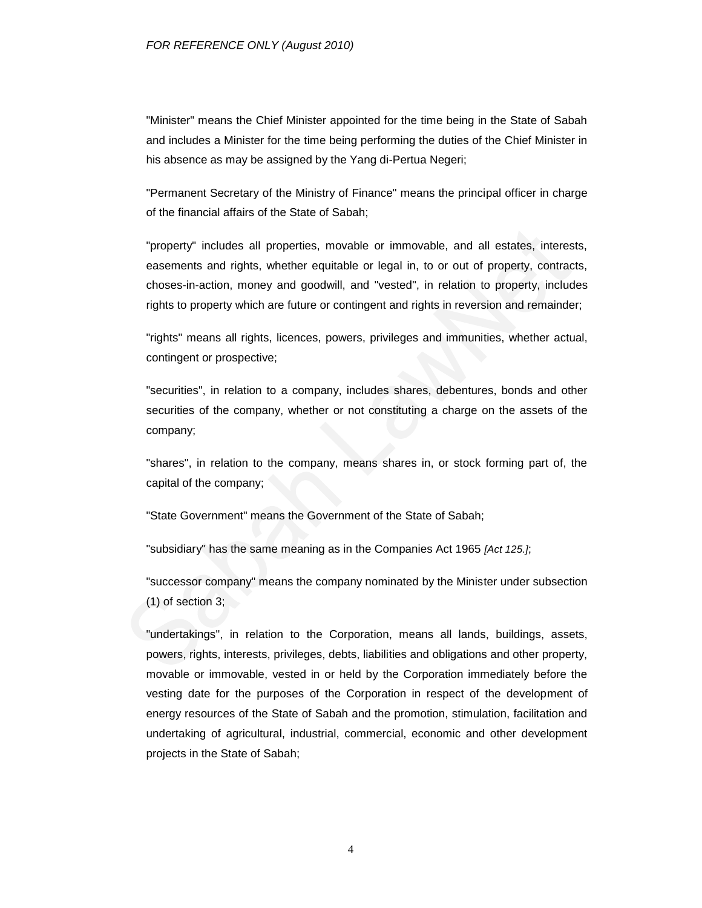"Minister" means the Chief Minister appointed for the time being in the State of Sabah and includes a Minister for the time being performing the duties of the Chief Minister in his absence as may be assigned by the Yang di-Pertua Negeri;

"Permanent Secretary of the Ministry of Finance" means the principal officer in charge of the financial affairs of the State of Sabah;

"property" includes all properties, movable or immovable, and all estates, interests, easements and rights, whether equitable or legal in, to or out of property, contracts, choses-in-action, money and goodwill, and "vested", in relation to property, includes rights to property which are future or contingent and rights in reversion and remainder;

"rights" means all rights, licences, powers, privileges and immunities, whether actual, contingent or prospective;

"securities", in relation to a company, includes shares, debentures, bonds and other securities of the company, whether or not constituting a charge on the assets of the company;

"shares", in relation to the company, means shares in, or stock forming part of, the capital of the company;

"State Government" means the Government of the State of Sabah;

"subsidiary" has the same meaning as in the Companies Act 1965 *[Act 125.]*;

"successor company" means the company nominated by the Minister under subsection (1) of section 3;

"undertakings", in relation to the Corporation, means all lands, buildings, assets, powers, rights, interests, privileges, debts, liabilities and obligations and other property, movable or immovable, vested in or held by the Corporation immediately before the vesting date for the purposes of the Corporation in respect of the development of energy resources of the State of Sabah and the promotion, stimulation, facilitation and undertaking of agricultural, industrial, commercial, economic and other development projects in the State of Sabah;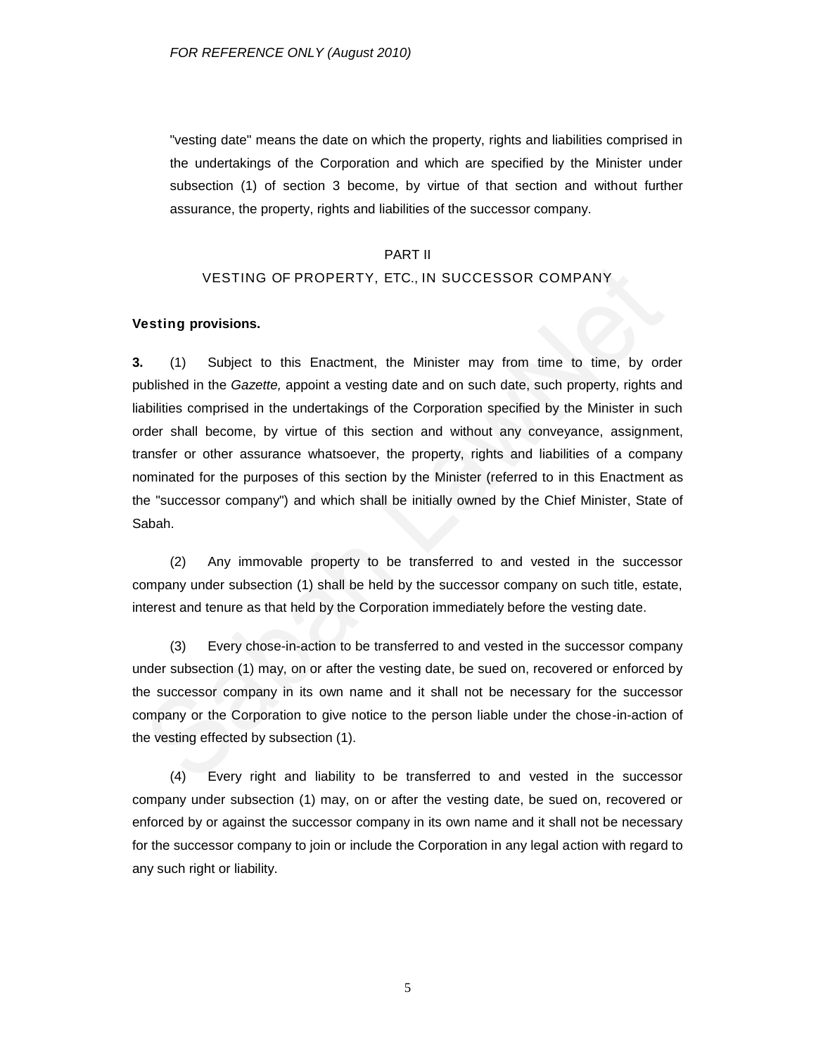"vesting date" means the date on which the property, rights and liabilities comprised in the undertakings of the Corporation and which are specified by the Minister under subsection (1) of section 3 become, by virtue of that section and without further assurance, the property, rights and liabilities of the successor company.

## PART II

## VESTING OF PROPERTY, ETC., IN SUCCESSOR COMPANY

**Vesting provisions.**

**3.** (1) Subject to this Enactment, the Minister may from time to time, by order published in the *Gazette,* appoint a vesting date and on such date, such property, rights and liabilities comprised in the undertakings of the Corporation specified by the Minister in such order shall become, by virtue of this section and without any conveyance, assignment, transfer or other assurance whatsoever, the property, rights and liabilities of a company nominated for the purposes of this section by the Minister (referred to in this Enactment as the "successor company") and which shall be initially owned by the Chief Minister, State of Sabah.

(2) Any immovable property to be transferred to and vested in the successor company under subsection (1) shall be held by the successor company on such title, estate, interest and tenure as that held by the Corporation immediately before the vesting date.

(3) Every chose-in-action to be transferred to and vested in the successor company under subsection (1) may, on or after the vesting date, be sued on, recovered or enforced by the successor company in its own name and it shall not be necessary for the successor company or the Corporation to give notice to the person liable under the chose-in-action of the vesting effected by subsection (1).

(4) Every right and liability to be transferred to and vested in the successor company under subsection (1) may, on or after the vesting date, be sued on, recovered or enforced by or against the successor company in its own name and it shall not be necessary for the successor company to join or include the Corporation in any legal action with regard to any such right or liability.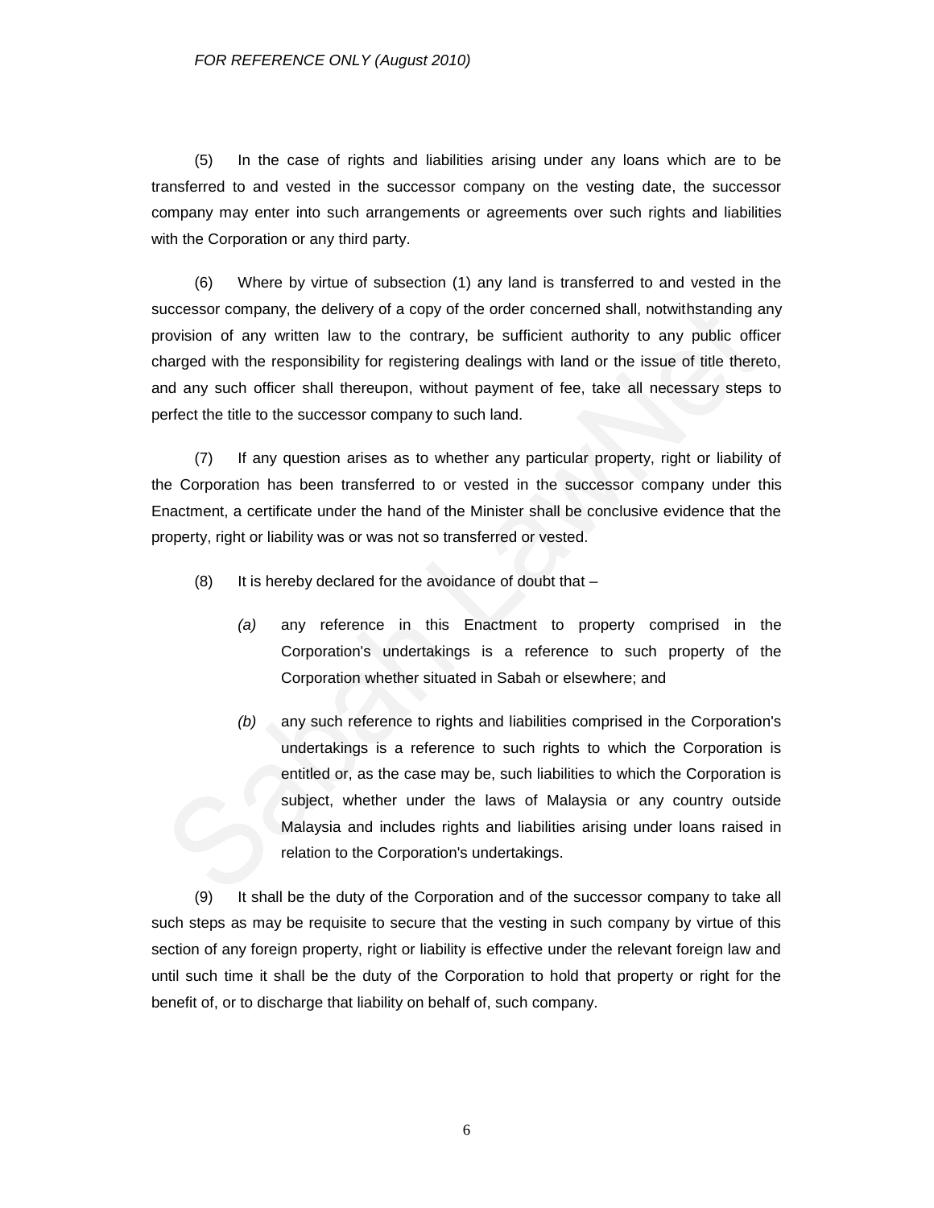(5) In the case of rights and liabilities arising under any loans which are to be transferred to and vested in the successor company on the vesting date, the successor company may enter into such arrangements or agreements over such rights and liabilities with the Corporation or any third party.

(6) Where by virtue of subsection (1) any land is transferred to and vested in the successor company, the delivery of a copy of the order concerned shall, notwithstanding any provision of any written law to the contrary, be sufficient authority to any public officer charged with the responsibility for registering dealings with land or the issue of title thereto, and any such officer shall thereupon, without payment of fee, take all necessary steps to perfect the title to the successor company to such land.

(7) If any question arises as to whether any particular property, right or liability of the Corporation has been transferred to or vested in the successor company under this Enactment, a certificate under the hand of the Minister shall be conclusive evidence that the property, right or liability was or was not so transferred or vested.

(8) It is hereby declared for the avoidance of doubt that –

*(a)* any reference in this Enactment to property comprised in the Corporation's undertakings is a reference to such property of the Corporation whether situated in Sabah or elsewhere; and

*(b)* any such reference to rights and liabilities comprised in the Corporation's undertakings is a reference to such rights to which the Corporation is entitled or, as the case may be, such liabilities to which the Corporation is subject, whether under the laws of Malaysia or any country outside Malaysia and includes rights and liabilities arising under loans raised in relation to the Corporation's undertakings.

(9) It shall be the duty of the Corporation and of the successor company to take all such steps as may be requisite to secure that the vesting in such company by virtue of this section of any foreign property, right or liability is effective under the relevant foreign law and until such time it shall be the duty of the Corporation to hold that property or right for the benefit of, or to discharge that liability on behalf of, such company.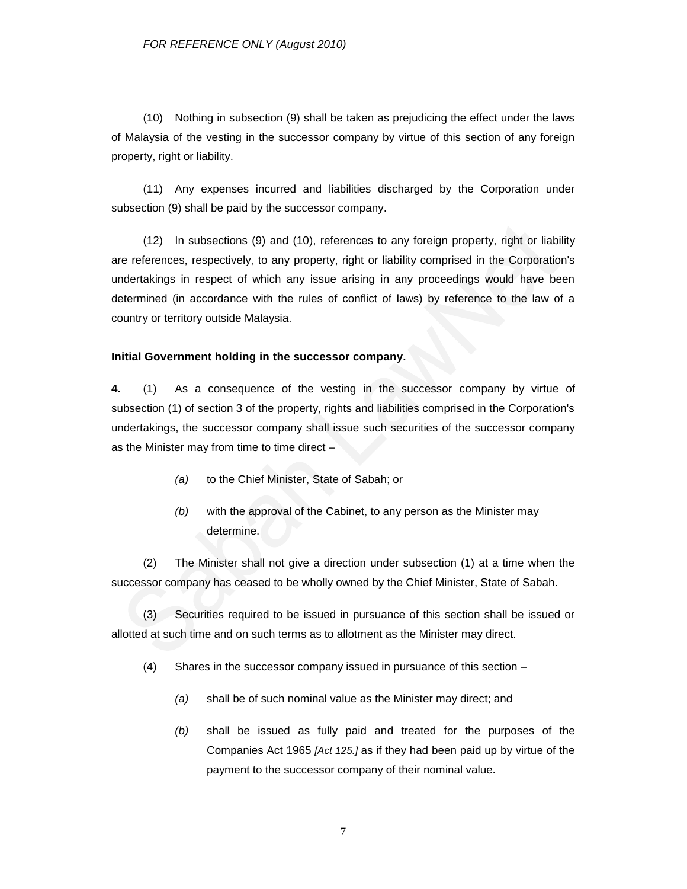(10) Nothing in subsection (9) shall be taken as prejudicing the effect under the laws of Malaysia of the vesting in the successor company by virtue of this section of any foreign property, right or liability.

(11) Any expenses incurred and liabilities discharged by the Corporation under subsection (9) shall be paid by the successor company.

(12) In subsections (9) and (10), references to any foreign property, right or liability are references, respectively, to any property, right or liability comprised in the Corporation's undertakings in respect of which any issue arising in any proceedings would have been determined (in accordance with the rules of conflict of laws) by reference to the law of a country or territory outside Malaysia.

**Initial Government holding in the successor company.**

**4.** (1) As a consequence of the vesting in the successor company by virtue of subsection (1) of section 3 of the property, rights and liabilities comprised in the Corporation's undertakings, the successor company shall issue such securities of the successor company as the Minister may from time to time direct –

*(a)* to the Chief Minister, State of Sabah; or

*(b)* with the approval of the Cabinet, to any person as the Minister may determine.

(2) The Minister shall not give a direction under subsection (1) at a time when the successor company has ceased to be wholly owned by the Chief Minister, State of Sabah.

(3) Securities required to be issued in pursuance of this section shall be issued or allotted at such time and on such terms as to allotment as the Minister may direct.

(4) Shares in the successor company issued in pursuance of this section –

*(a)* shall be of such nominal value as the Minister may direct; and

*(b)* shall be issued as fully paid and treated for the purposes of the Companies Act 1965 *[Act 125.]* as if they had been paid up by virtue of the payment to the successor company of their nominal value.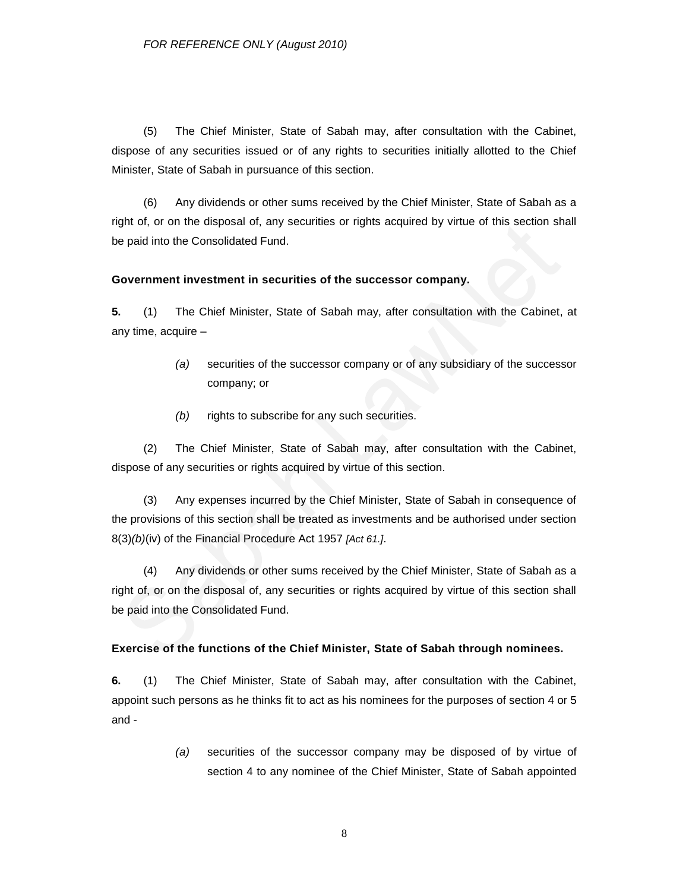(5) The Chief Minister, State of Sabah may, after consultation with the Cabinet, dispose of any securities issued or of any rights to securities initially allotted to the Chief Minister, State of Sabah in pursuance of this section.

(6) Any dividends or other sums received by the Chief Minister, State of Sabah as a right of, or on the disposal of, any securities or rights acquired by virtue of this section shall be paid into the Consolidated Fund.

**Government investment in securities of the successor company.**

**5.** (1) The Chief Minister, State of Sabah may, after consultation with the Cabinet, at any time, acquire –

*(a)* securities of the successor company or of any subsidiary of the successor company; or

*(b)* rights to subscribe for any such securities.

(2) The Chief Minister, State of Sabah may, after consultation with the Cabinet, dispose of any securities or rights acquired by virtue of this section.

(3) Any expenses incurred by the Chief Minister, State of Sabah in consequence of the provisions of this section shall be treated as investments and be authorised under section 8(3)*(b)*(iv) of the Financial Procedure Act 1957 *[Act 61.]*.

(4) Any dividends or other sums received by the Chief Minister, State of Sabah as a right of, or on the disposal of, any securities or rights acquired by virtue of this section shall be paid into the Consolidated Fund.

**Exercise of the functions of the Chief Minister, State of Sabah through nominees.**

**6.** (1) The Chief Minister, State of Sabah may, after consultation with the Cabinet, appoint such persons as he thinks fit to act as his nominees for the purposes of section 4 or 5 and -

*(a)* securities of the successor company may be disposed of by virtue of section 4 to any nominee of the Chief Minister, State of Sabah appointed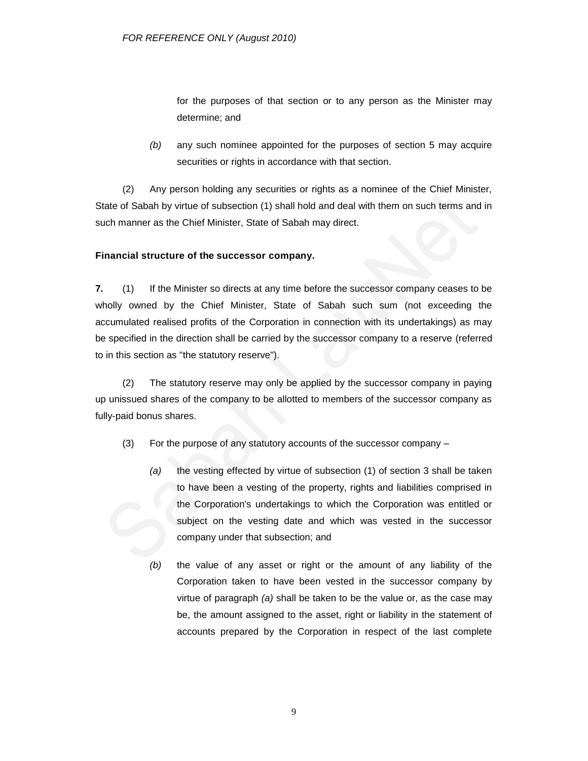for the purposes of that section or to any person as the Minister may determine; and

*(b)* any such nominee appointed for the purposes of section 5 may acquire securities or rights in accordance with that section.

(2) Any person holding any securities or rights as a nominee of the Chief Minister, State of Sabah by virtue of subsection (1) shall hold and deal with them on such terms and in such manner as the Chief Minister, State of Sabah may direct.

**Financial structure of the successor company.**

**7.** (1) If the Minister so directs at any time before the successor company ceases to be wholly owned by the Chief Minister, State of Sabah such sum (not exceeding the accumulated realised profits of the Corporation in connection with its undertakings) as may be specified in the direction shall be carried by the successor company to a reserve (referred to in this section as "the statutory reserve").

(2) The statutory reserve may only be applied by the successor company in paying up unissued shares of the company to be allotted to members of the successor company as fully-paid bonus shares.

(3) For the purpose of any statutory accounts of the successor company –

*(a)* the vesting effected by virtue of subsection (1) of section 3 shall be taken to have been a vesting of the property, rights and liabilities comprised in the Corporation's undertakings to which the Corporation was entitled or subject on the vesting date and which was vested in the successor company under that subsection; and

*(b)* the value of any asset or right or the amount of any liability of the Corporation taken to have been vested in the successor company by virtue of paragraph *(a)* shall be taken to be the value or, as the case may be, the amount assigned to the asset, right or liability in the statement of accounts prepared by the Corporation in respect of the last complete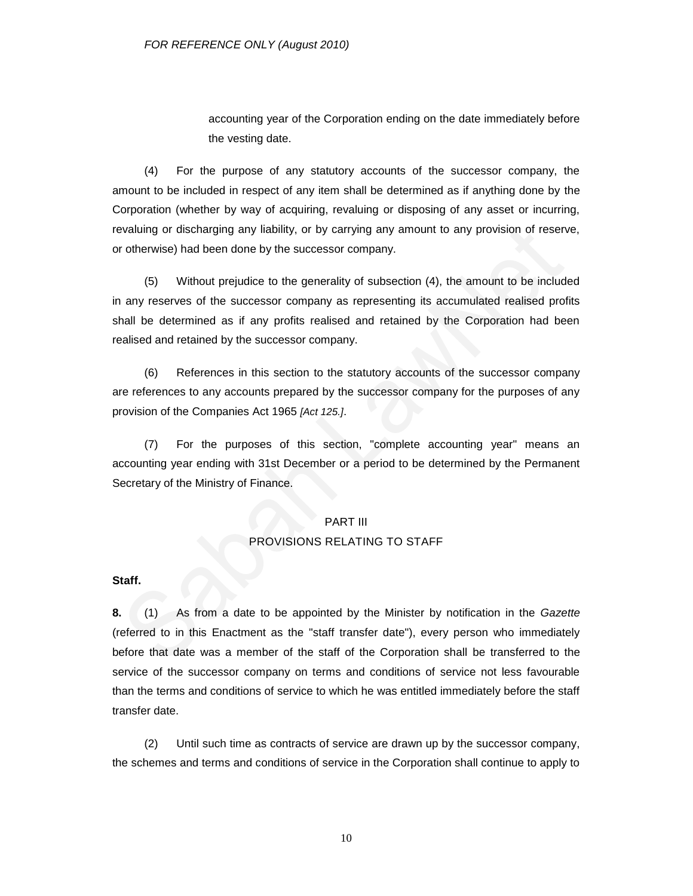accounting year of the Corporation ending on the date immediately before the vesting date.

(4) For the purpose of any statutory accounts of the successor company, the amount to be included in respect of any item shall be determined as if anything done by the Corporation (whether by way of acquiring, revaluing or disposing of any asset or incurring, revaluing or discharging any liability, or by carrying any amount to any provision of reserve, or otherwise) had been done by the successor company.

(5) Without prejudice to the generality of subsection (4), the amount to be included in any reserves of the successor company as representing its accumulated realised profits shall be determined as if any profits realised and retained by the Corporation had been realised and retained by the successor company.

(6) References in this section to the statutory accounts of the successor company are references to any accounts prepared by the successor company for the purposes of any provision of the Companies Act 1965 *[Act 125.]*.

(7) For the purposes of this section, "complete accounting year" means an accounting year ending with 31st December or a period to be determined by the Permanent Secretary of the Ministry of Finance.

## PART III
## PROVISIONS RELATING TO STAFF

**Staff.**

**8.** (1) As from a date to be appointed by the Minister by notification in the *Gazette* (referred to in this Enactment as the "staff transfer date"), every person who immediately before that date was a member of the staff of the Corporation shall be transferred to the service of the successor company on terms and conditions of service not less favourable than the terms and conditions of service to which he was entitled immediately before the staff transfer date.

(2) Until such time as contracts of service are drawn up by the successor company, the schemes and terms and conditions of service in the Corporation shall continue to apply to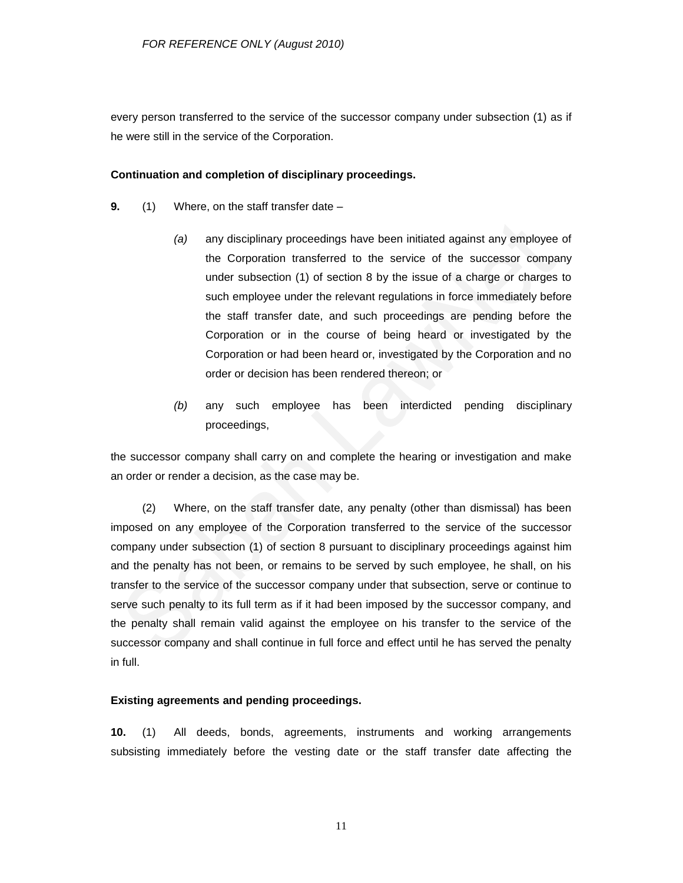every person transferred to the service of the successor company under subsection (1) as if he were still in the service of the Corporation.

**Continuation and completion of disciplinary proceedings.**

**9.** (1) Where, on the staff transfer date –

*(a)* any disciplinary proceedings have been initiated against any employee of the Corporation transferred to the service of the successor company under subsection (1) of section 8 by the issue of a charge or charges to such employee under the relevant regulations in force immediately before the staff transfer date, and such proceedings are pending before the Corporation or in the course of being heard or investigated by the Corporation or had been heard or, investigated by the Corporation and no order or decision has been rendered thereon; or

*(b)* any such employee has been interdicted pending disciplinary proceedings,

the successor company shall carry on and complete the hearing or investigation and make an order or render a decision, as the case may be.

(2) Where, on the staff transfer date, any penalty (other than dismissal) has been imposed on any employee of the Corporation transferred to the service of the successor company under subsection (1) of section 8 pursuant to disciplinary proceedings against him and the penalty has not been, or remains to be served by such employee, he shall, on his transfer to the service of the successor company under that subsection, serve or continue to serve such penalty to its full term as if it had been imposed by the successor company, and the penalty shall remain valid against the employee on his transfer to the service of the successor company and shall continue in full force and effect until he has served the penalty in full.

**Existing agreements and pending proceedings.**

**10.** (1) All deeds, bonds, agreements, instruments and working arrangements subsisting immediately before the vesting date or the staff transfer date affecting the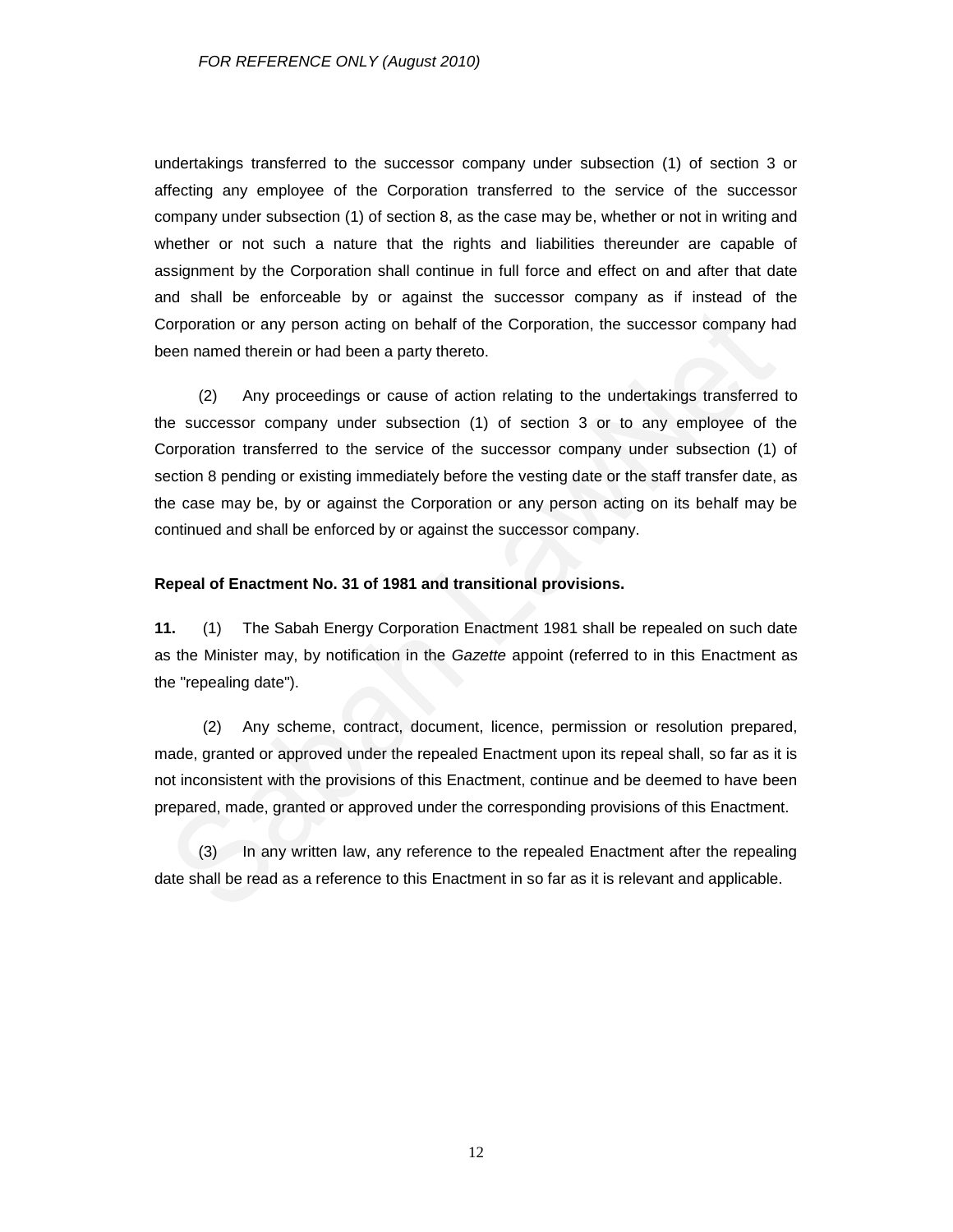undertakings transferred to the successor company under subsection (1) of section 3 or affecting any employee of the Corporation transferred to the service of the successor company under subsection (1) of section 8, as the case may be, whether or not in writing and whether or not such a nature that the rights and liabilities thereunder are capable of assignment by the Corporation shall continue in full force and effect on and after that date and shall be enforceable by or against the successor company as if instead of the Corporation or any person acting on behalf of the Corporation, the successor company had been named therein or had been a party thereto.

(2) Any proceedings or cause of action relating to the undertakings transferred to the successor company under subsection (1) of section 3 or to any employee of the Corporation transferred to the service of the successor company under subsection (1) of section 8 pending or existing immediately before the vesting date or the staff transfer date, as the case may be, by or against the Corporation or any person acting on its behalf may be continued and shall be enforced by or against the successor company.

**Repeal of Enactment No. 31 of 1981 and transitional provisions.**

**11.** (1) The Sabah Energy Corporation Enactment 1981 shall be repealed on such date as the Minister may, by notification in the *Gazette* appoint (referred to in this Enactment as the "repealing date").

(2) Any scheme, contract, document, licence, permission or resolution prepared, made, granted or approved under the repealed Enactment upon its repeal shall, so far as it is not inconsistent with the provisions of this Enactment, continue and be deemed to have been prepared, made, granted or approved under the corresponding provisions of this Enactment.

(3) In any written law, any reference to the repealed Enactment after the repealing date shall be read as a reference to this Enactment in so far as it is relevant and applicable.